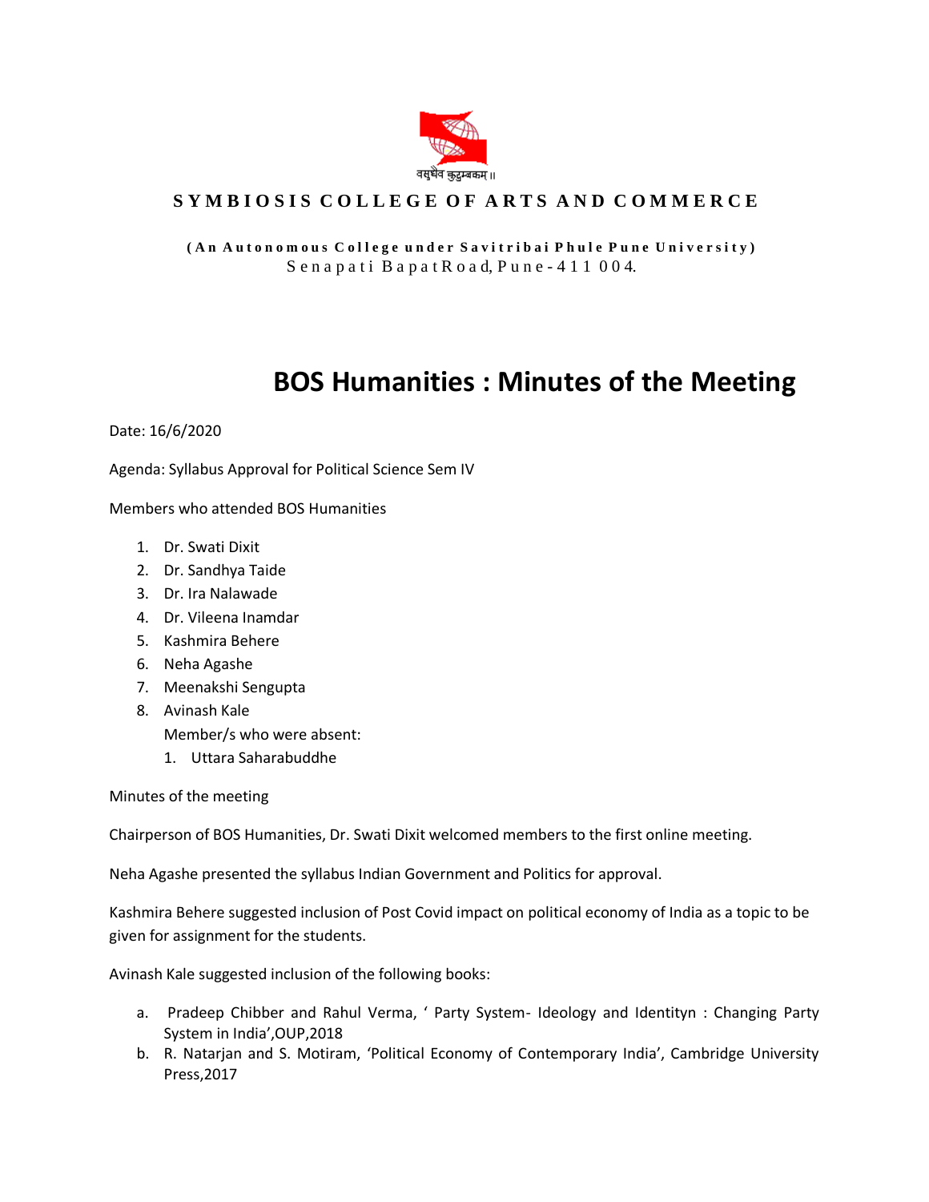वसुधैव कुटुम्बकम् ॥

**SYMBIOSIS COLLEGE OF ARTS AND COMMERCE**

**(An Autonomous College under Savitribai Phule Pune University)**
Senapati BapatRoad, Pune-411 004.

# BOS Humanities : Minutes of the Meeting

Date: 16/6/2020

Agenda: Syllabus Approval for Political Science Sem IV

Members who attended BOS Humanities

1. Dr. Swati Dixit
2. Dr. Sandhya Taide
3. Dr. Ira Nalawade
4. Dr. Vileena Inamdar
5. Kashmira Behere
6. Neha Agashe
7. Meenakshi Sengupta
8. Avinash Kale

   Member/s who were absent:

   1. Uttara Saharabuddhe

Minutes of the meeting

Chairperson of BOS Humanities, Dr. Swati Dixit welcomed members to the first online meeting.

Neha Agashe presented the syllabus Indian Government and Politics for approval.

Kashmira Behere suggested inclusion of Post Covid impact on political economy of India as a topic to be given for assignment for the students.

Avinash Kale suggested inclusion of the following books:

a. Pradeep Chibber and Rahul Verma, ' Party System- Ideology and Identityn : Changing Party System in India',OUP,2018
b. R. Natarjan and S. Motiram, 'Political Economy of Contemporary India', Cambridge University Press,2017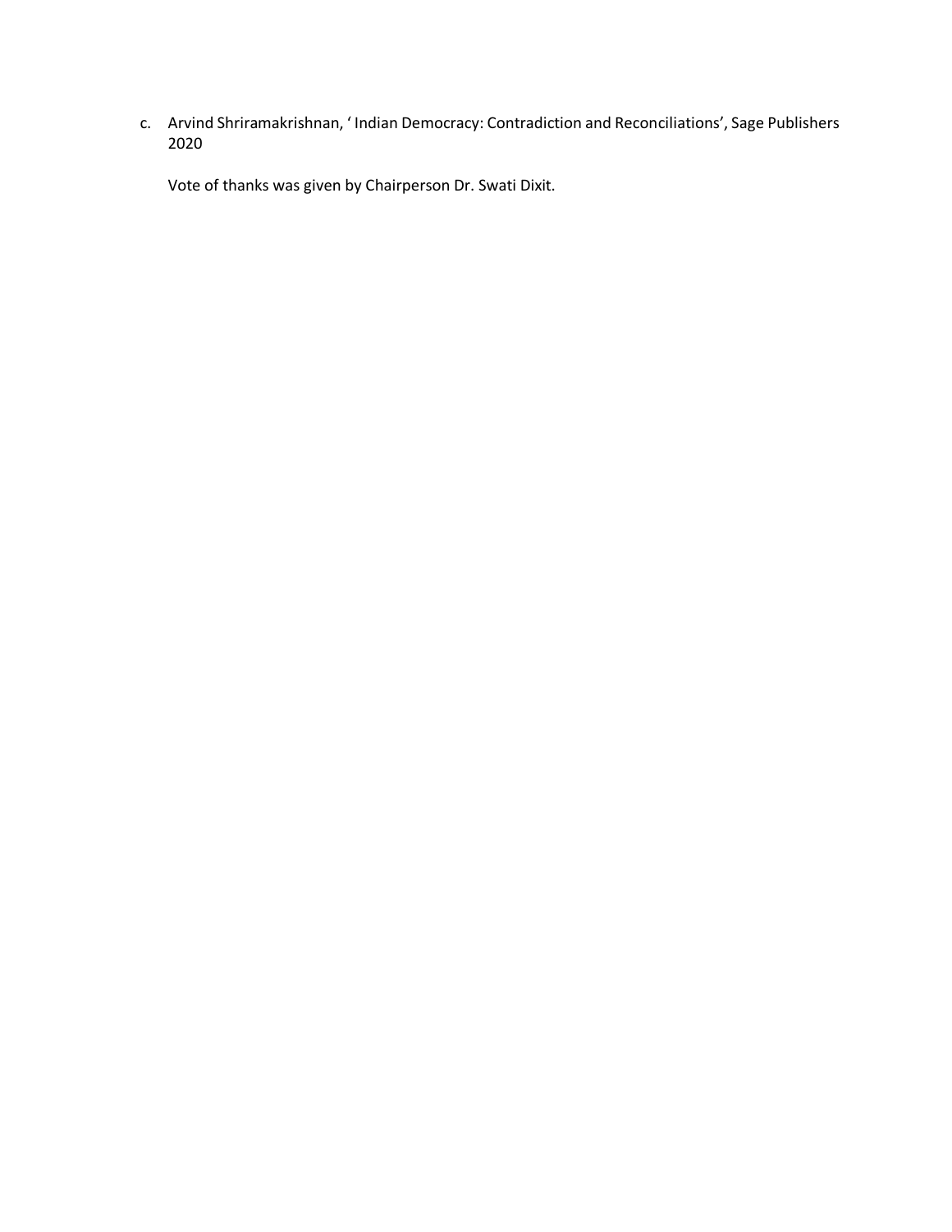c. Arvind Shriramakrishnan, ' Indian Democracy: Contradiction and Reconciliations', Sage Publishers 2020

Vote of thanks was given by Chairperson Dr. Swati Dixit.